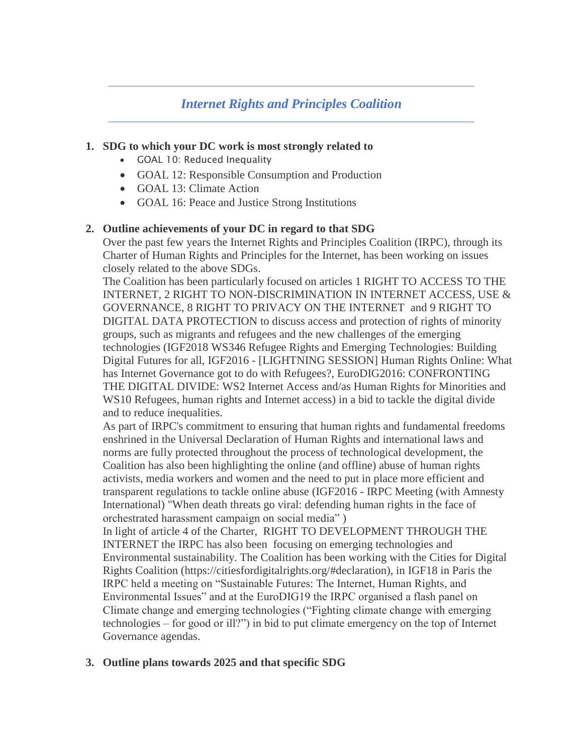## *Internet Rights and Principles Coalition*

1. **SDG to which your DC work is most strongly related to**
   - GOAL 10: Reduced Inequality
   - GOAL 12: Responsible Consumption and Production
   - GOAL 13: Climate Action
   - GOAL 16: Peace and Justice Strong Institutions

2. **Outline achievements of your DC in regard to that SDG**

   Over the past few years the Internet Rights and Principles Coalition (IRPC), through its Charter of Human Rights and Principles for the Internet, has been working on issues closely related to the above SDGs.

   The Coalition has been particularly focused on articles 1 RIGHT TO ACCESS TO THE INTERNET, 2 RIGHT TO NON-DISCRIMINATION IN INTERNET ACCESS, USE & GOVERNANCE, 8 RIGHT TO PRIVACY ON THE INTERNET and 9 RIGHT TO DIGITAL DATA PROTECTION to discuss access and protection of rights of minority groups, such as migrants and refugees and the new challenges of the emerging technologies (IGF2018 WS346 Refugee Rights and Emerging Technologies: Building Digital Futures for all, IGF2016 - [LIGHTNING SESSION] Human Rights Online: What has Internet Governance got to do with Refugees?, EuroDIG2016: CONFRONTING THE DIGITAL DIVIDE: WS2 Internet Access and/as Human Rights for Minorities and WS10 Refugees, human rights and Internet access) in a bid to tackle the digital divide and to reduce inequalities.

   As part of IRPC's commitment to ensuring that human rights and fundamental freedoms enshrined in the Universal Declaration of Human Rights and international laws and norms are fully protected throughout the process of technological development, the Coalition has also been highlighting the online (and offline) abuse of human rights activists, media workers and women and the need to put in place more efficient and transparent regulations to tackle online abuse (IGF2016 - IRPC Meeting (with Amnesty International) "When death threats go viral: defending human rights in the face of orchestrated harassment campaign on social media" )

   In light of article 4 of the Charter, RIGHT TO DEVELOPMENT THROUGH THE INTERNET the IRPC has also been focusing on emerging technologies and Environmental sustainability. The Coalition has been working with the Cities for Digital Rights Coalition (https://citiesfordigitalrights.org/#declaration), in IGF18 in Paris the IRPC held a meeting on "Sustainable Futures: The Internet, Human Rights, and Environmental Issues" and at the EuroDIG19 the IRPC organised a flash panel on Climate change and emerging technologies ("Fighting climate change with emerging technologies – for good or ill?") in bid to put climate emergency on the top of Internet Governance agendas.

3. **Outline plans towards 2025 and that specific SDG**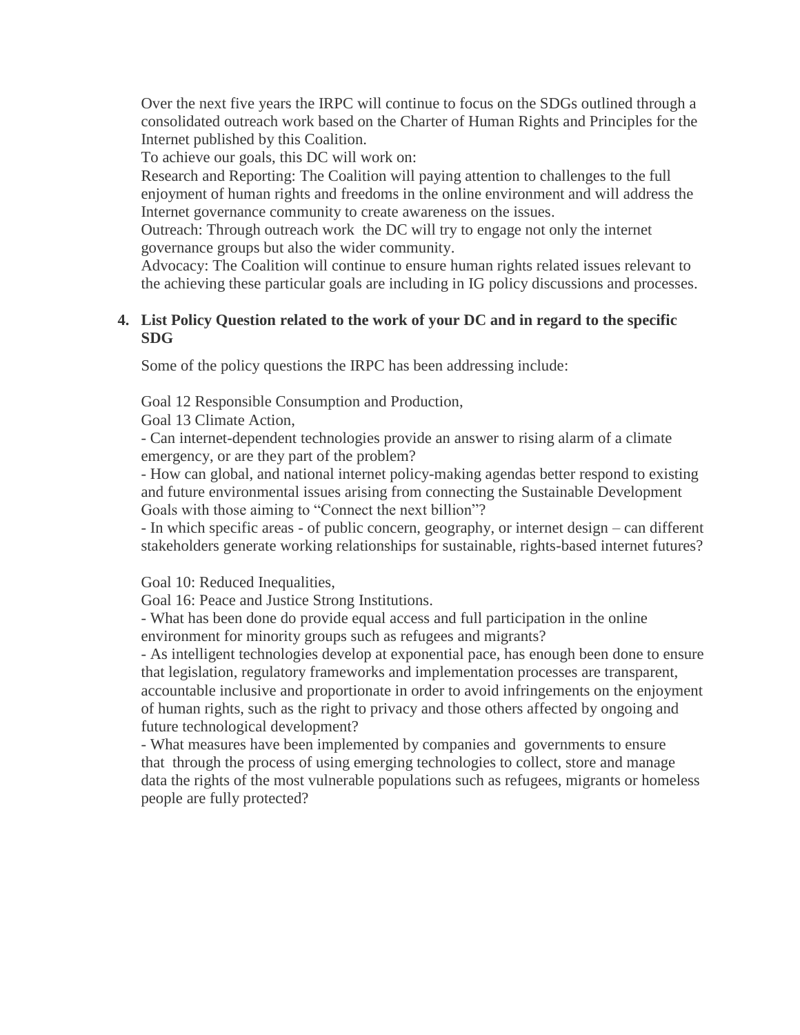Over the next five years the IRPC will continue to focus on the SDGs outlined through a consolidated outreach work based on the Charter of Human Rights and Principles for the Internet published by this Coalition.

To achieve our goals, this DC will work on:

Research and Reporting: The Coalition will paying attention to challenges to the full enjoyment of human rights and freedoms in the online environment and will address the Internet governance community to create awareness on the issues.

Outreach: Through outreach work the DC will try to engage not only the internet governance groups but also the wider community.

Advocacy: The Coalition will continue to ensure human rights related issues relevant to the achieving these particular goals are including in IG policy discussions and processes.

**4. List Policy Question related to the work of your DC and in regard to the specific SDG**

Some of the policy questions the IRPC has been addressing include:

Goal 12 Responsible Consumption and Production,

Goal 13 Climate Action,

- Can internet-dependent technologies provide an answer to rising alarm of a climate emergency, or are they part of the problem?
- How can global, and national internet policy-making agendas better respond to existing and future environmental issues arising from connecting the Sustainable Development Goals with those aiming to "Connect the next billion"?
- In which specific areas - of public concern, geography, or internet design – can different stakeholders generate working relationships for sustainable, rights-based internet futures?

Goal 10: Reduced Inequalities,

Goal 16: Peace and Justice Strong Institutions.

- What has been done do provide equal access and full participation in the online environment for minority groups such as refugees and migrants?
- As intelligent technologies develop at exponential pace, has enough been done to ensure that legislation, regulatory frameworks and implementation processes are transparent, accountable inclusive and proportionate in order to avoid infringements on the enjoyment of human rights, such as the right to privacy and those others affected by ongoing and future technological development?
- What measures have been implemented by companies and governments to ensure that through the process of using emerging technologies to collect, store and manage data the rights of the most vulnerable populations such as refugees, migrants or homeless people are fully protected?